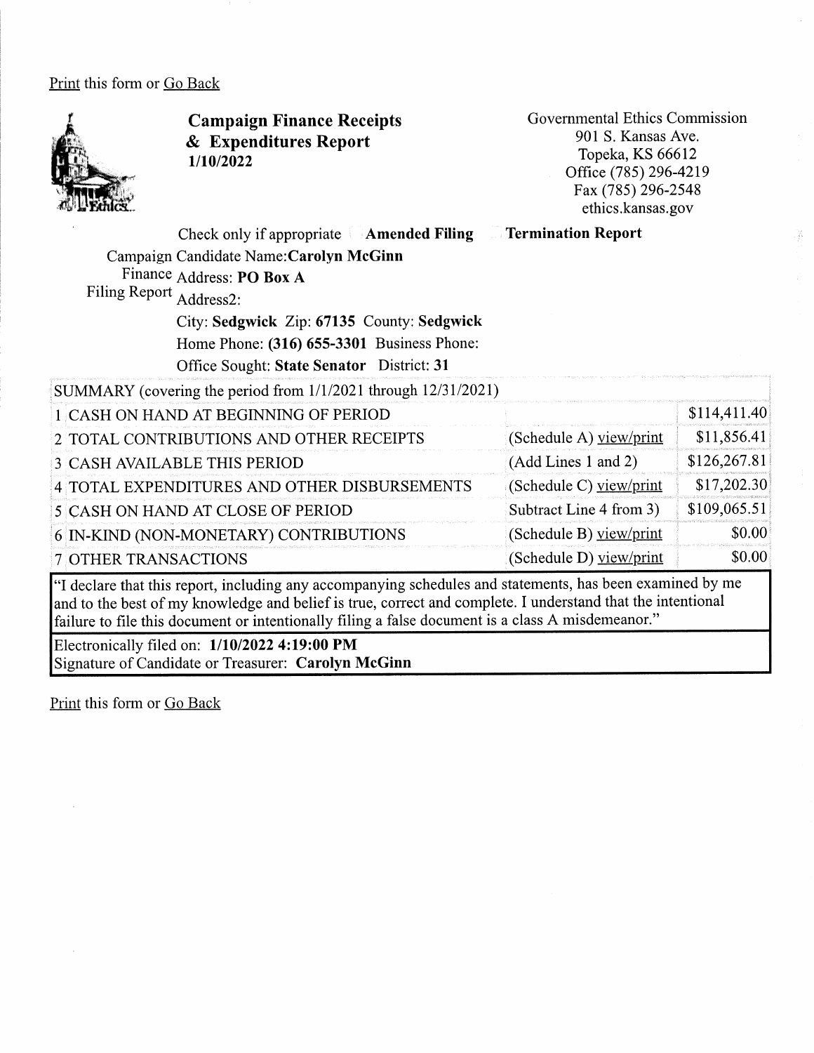Print this form or Go Back

## Campaign Finance Receipts & Expenditures Report
**1/10/2022**

Governmental Ethics Commission
901 S. Kansas Ave.
Topeka, KS 66612
Office (785) 296-4219
Fax (785) 296-2548
ethics.kansas.gov

Check only if appropriate **Amended Filing** **Termination Report**

Campaign Finance Filing Report

Candidate Name: **Carolyn McGinn**
Address: **PO Box A**
Address2:
City: **Sedgwick** Zip: **67135** County: **Sedgwick**
Home Phone: **(316) 655-3301** Business Phone:
Office Sought: **State Senator** District: **31**

| SUMMARY (covering the period from 1/1/2021 through 12/31/2021) | | |
|---|---|---|
| 1 CASH ON HAND AT BEGINNING OF PERIOD | | $114,411.40 |
| 2 TOTAL CONTRIBUTIONS AND OTHER RECEIPTS | (Schedule A) view/print | $11,856.41 |
| 3 CASH AVAILABLE THIS PERIOD | (Add Lines 1 and 2) | $126,267.81 |
| 4 TOTAL EXPENDITURES AND OTHER DISBURSEMENTS | (Schedule C) view/print | $17,202.30 |
| 5 CASH ON HAND AT CLOSE OF PERIOD | Subtract Line 4 from 3) | $109,065.51 |
| 6 IN-KIND (NON-MONETARY) CONTRIBUTIONS | (Schedule B) view/print | $0.00 |
| 7 OTHER TRANSACTIONS | (Schedule D) view/print | $0.00 |

"I declare that this report, including any accompanying schedules and statements, has been examined by me and to the best of my knowledge and belief is true, correct and complete. I understand that the intentional failure to file this document or intentionally filing a false document is a class A misdemeanor."

Electronically filed on: **1/10/2022 4:19:00 PM**
Signature of Candidate or Treasurer: **Carolyn McGinn**

Print this form or Go Back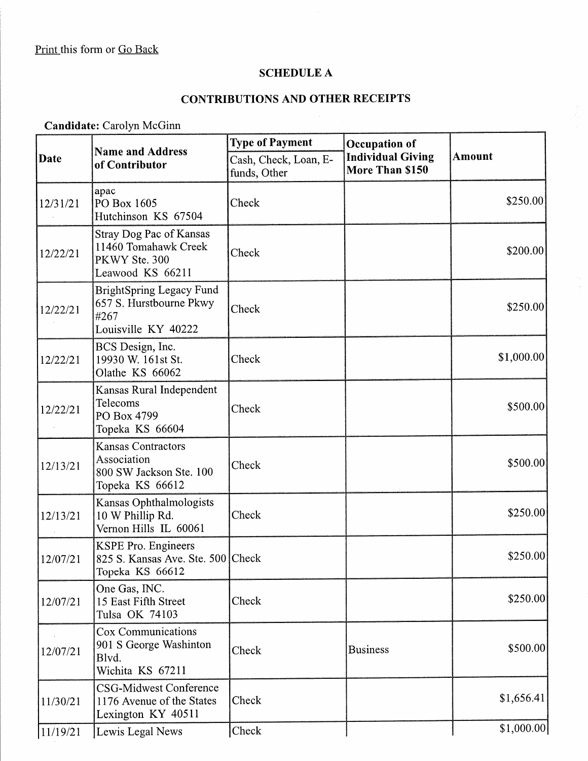Print this form or Go Back

## SCHEDULE A

## CONTRIBUTIONS AND OTHER RECEIPTS

**Candidate:** Carolyn McGinn

| Date | Name and Address of Contributor | Type of Payment<br>Cash, Check, Loan, E-funds, Other | Occupation of Individual Giving More Than $150 | Amount |
|---|---|---|---|---|
| 12/31/21 | apac<br>PO Box 1605<br>Hutchinson KS 67504 | Check | | $250.00 |
| 12/22/21 | Stray Dog Pac of Kansas<br>11460 Tomahawk Creek PKWY Ste. 300<br>Leawood KS 66211 | Check | | $200.00 |
| 12/22/21 | BrightSpring Legacy Fund<br>657 S. Hurstbourne Pkwy #267<br>Louisville KY 40222 | Check | | $250.00 |
| 12/22/21 | BCS Design, Inc.<br>19930 W. 161st St.<br>Olathe KS 66062 | Check | | $1,000.00 |
| 12/22/21 | Kansas Rural Independent Telecoms<br>PO Box 4799<br>Topeka KS 66604 | Check | | $500.00 |
| 12/13/21 | Kansas Contractors Association<br>800 SW Jackson Ste. 100<br>Topeka KS 66612 | Check | | $500.00 |
| 12/13/21 | Kansas Ophthalmologists<br>10 W Phillip Rd.<br>Vernon Hills IL 60061 | Check | | $250.00 |
| 12/07/21 | KSPE Pro. Engineers<br>825 S. Kansas Ave. Ste. 500<br>Topeka KS 66612 | Check | | $250.00 |
| 12/07/21 | One Gas, INC.<br>15 East Fifth Street<br>Tulsa OK 74103 | Check | | $250.00 |
| 12/07/21 | Cox Communications<br>901 S George Washinton Blvd.<br>Wichita KS 67211 | Check | Business | $500.00 |
| 11/30/21 | CSG-Midwest Conference<br>1176 Avenue of the States<br>Lexington KY 40511 | Check | | $1,656.41 |
| 11/19/21 | Lewis Legal News | Check | | $1,000.00 |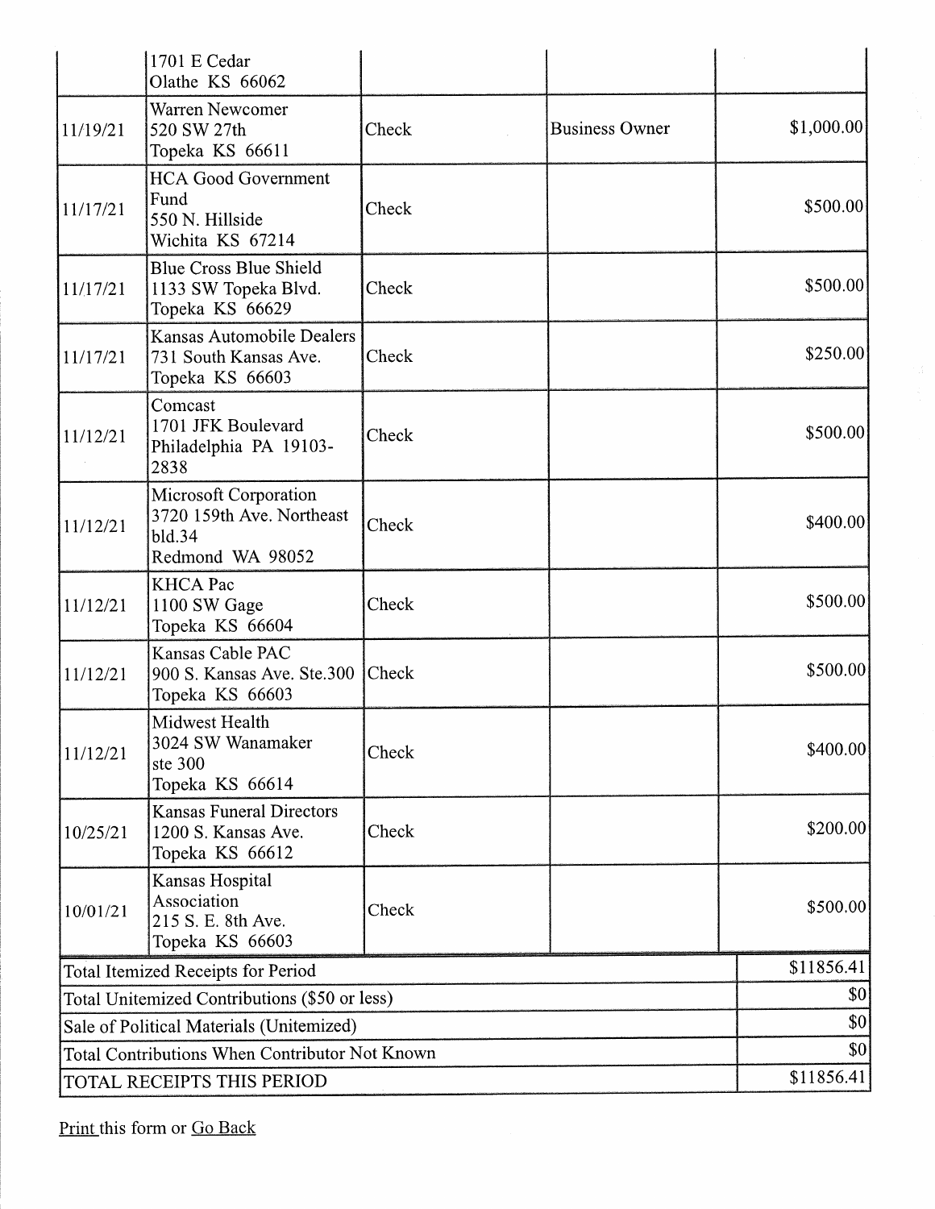| | | | | |
|---|---|---|---|---|
| | 1701 E Cedar<br>Olathe KS 66062 | | | |
| 11/19/21 | Warren Newcomer<br>520 SW 27th<br>Topeka KS 66611 | Check | Business Owner | $1,000.00 |
| 11/17/21 | HCA Good Government Fund<br>550 N. Hillside<br>Wichita KS 67214 | Check | | $500.00 |
| 11/17/21 | Blue Cross Blue Shield<br>1133 SW Topeka Blvd.<br>Topeka KS 66629 | Check | | $500.00 |
| 11/17/21 | Kansas Automobile Dealers<br>731 South Kansas Ave.<br>Topeka KS 66603 | Check | | $250.00 |
| 11/12/21 | Comcast<br>1701 JFK Boulevard<br>Philadelphia PA 19103-2838 | Check | | $500.00 |
| 11/12/21 | Microsoft Corporation<br>3720 159th Ave. Northeast bld.34<br>Redmond WA 98052 | Check | | $400.00 |
| 11/12/21 | KHCA Pac<br>1100 SW Gage<br>Topeka KS 66604 | Check | | $500.00 |
| 11/12/21 | Kansas Cable PAC<br>900 S. Kansas Ave. Ste.300<br>Topeka KS 66603 | Check | | $500.00 |
| 11/12/21 | Midwest Health<br>3024 SW Wanamaker ste 300<br>Topeka KS 66614 | Check | | $400.00 |
| 10/25/21 | Kansas Funeral Directors<br>1200 S. Kansas Ave.<br>Topeka KS 66612 | Check | | $200.00 |
| 10/01/21 | Kansas Hospital Association<br>215 S. E. 8th Ave.<br>Topeka KS 66603 | Check | | $500.00 |

| | |
|---|---|
| Total Itemized Receipts for Period | $11856.41 |
| Total Unitemized Contributions ($50 or less) | $0 |
| Sale of Political Materials (Unitemized) | $0 |
| Total Contributions When Contributor Not Known | $0 |
| TOTAL RECEIPTS THIS PERIOD | $11856.41 |

Print this form or Go Back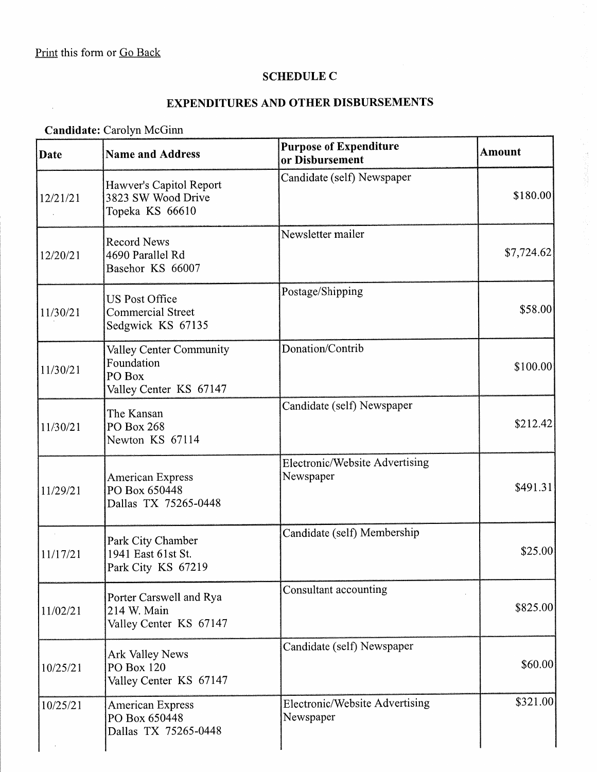Print this form or Go Back

## SCHEDULE C

## EXPENDITURES AND OTHER DISBURSEMENTS

**Candidate:** Carolyn McGinn

| Date | Name and Address | Purpose of Expenditure or Disbursement | Amount |
|---|---|---|---|
| 12/21/21 | Hawver's Capitol Report<br>3823 SW Wood Drive<br>Topeka KS 66610 | Candidate (self) Newspaper | $180.00 |
| 12/20/21 | Record News<br>4690 Parallel Rd<br>Basehor KS 66007 | Newsletter mailer | $7,724.62 |
| 11/30/21 | US Post Office<br>Commercial Street<br>Sedgwick KS 67135 | Postage/Shipping | $58.00 |
| 11/30/21 | Valley Center Community Foundation<br>PO Box<br>Valley Center KS 67147 | Donation/Contrib | $100.00 |
| 11/30/21 | The Kansan<br>PO Box 268<br>Newton KS 67114 | Candidate (self) Newspaper | $212.42 |
| 11/29/21 | American Express<br>PO Box 650448<br>Dallas TX 75265-0448 | Electronic/Website Advertising Newspaper | $491.31 |
| 11/17/21 | Park City Chamber<br>1941 East 61st St.<br>Park City KS 67219 | Candidate (self) Membership | $25.00 |
| 11/02/21 | Porter Carswell and Rya<br>214 W. Main<br>Valley Center KS 67147 | Consultant accounting | $825.00 |
| 10/25/21 | Ark Valley News<br>PO Box 120<br>Valley Center KS 67147 | Candidate (self) Newspaper | $60.00 |
| 10/25/21 | American Express<br>PO Box 650448<br>Dallas TX 75265-0448 | Electronic/Website Advertising Newspaper | $321.00 |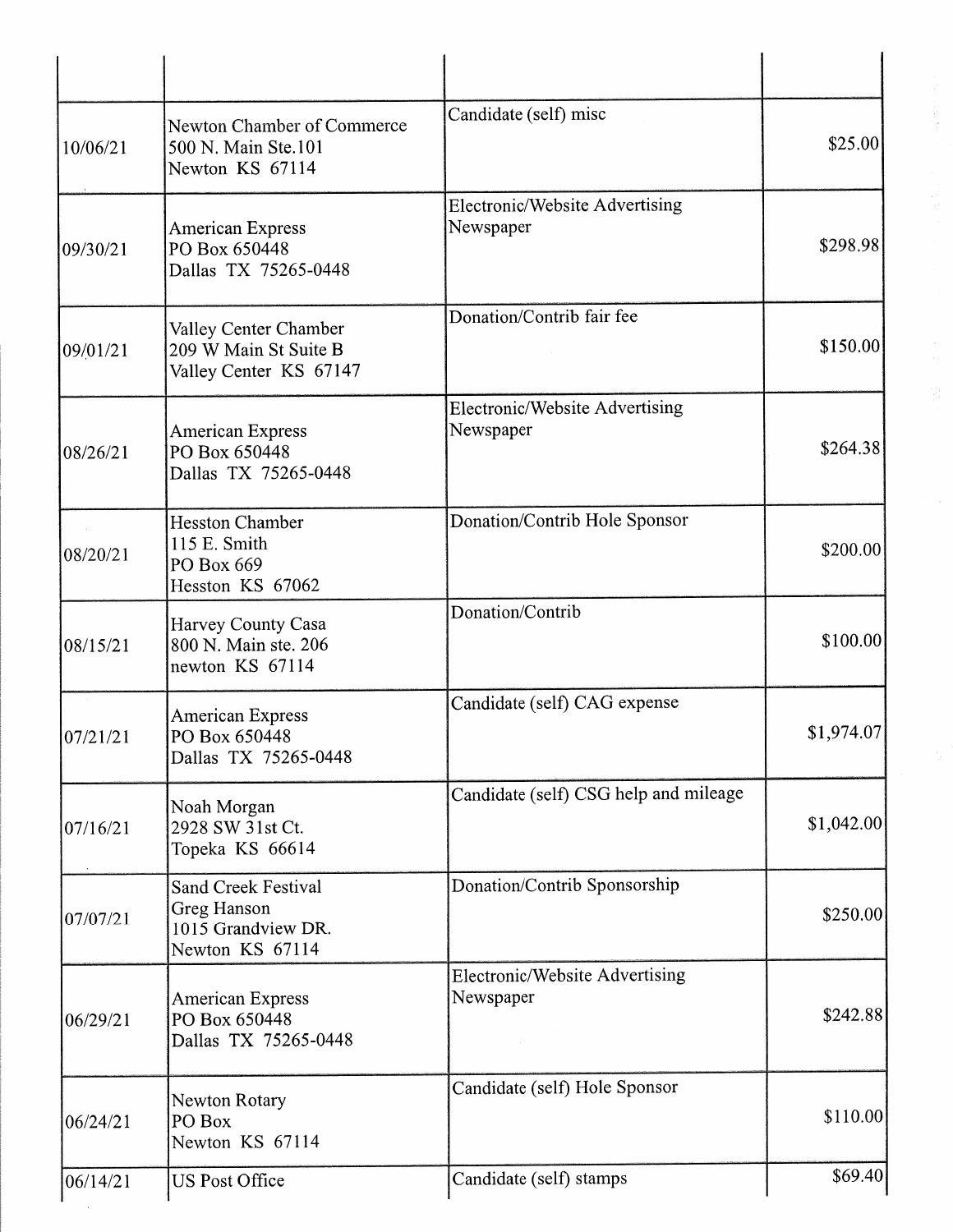| | | | |
|---|---|---|---|
| | | | |
| 10/06/21 | Newton Chamber of Commerce<br>500 N. Main Ste.101<br>Newton KS 67114 | Candidate (self) misc | $25.00 |
| 09/30/21 | American Express<br>PO Box 650448<br>Dallas TX 75265-0448 | Electronic/Website Advertising<br>Newspaper | $298.98 |
| 09/01/21 | Valley Center Chamber<br>209 W Main St Suite B<br>Valley Center KS 67147 | Donation/Contrib fair fee | $150.00 |
| 08/26/21 | American Express<br>PO Box 650448<br>Dallas TX 75265-0448 | Electronic/Website Advertising<br>Newspaper | $264.38 |
| 08/20/21 | Hesston Chamber<br>115 E. Smith<br>PO Box 669<br>Hesston KS 67062 | Donation/Contrib Hole Sponsor | $200.00 |
| 08/15/21 | Harvey County Casa<br>800 N. Main ste. 206<br>newton KS 67114 | Donation/Contrib | $100.00 |
| 07/21/21 | American Express<br>PO Box 650448<br>Dallas TX 75265-0448 | Candidate (self) CAG expense | $1,974.07 |
| 07/16/21 | Noah Morgan<br>2928 SW 31st Ct.<br>Topeka KS 66614 | Candidate (self) CSG help and mileage | $1,042.00 |
| 07/07/21 | Sand Creek Festival<br>Greg Hanson<br>1015 Grandview DR.<br>Newton KS 67114 | Donation/Contrib Sponsorship | $250.00 |
| 06/29/21 | American Express<br>PO Box 650448<br>Dallas TX 75265-0448 | Electronic/Website Advertising<br>Newspaper | $242.88 |
| 06/24/21 | Newton Rotary<br>PO Box<br>Newton KS 67114 | Candidate (self) Hole Sponsor | $110.00 |
| 06/14/21 | US Post Office | Candidate (self) stamps | $69.40 |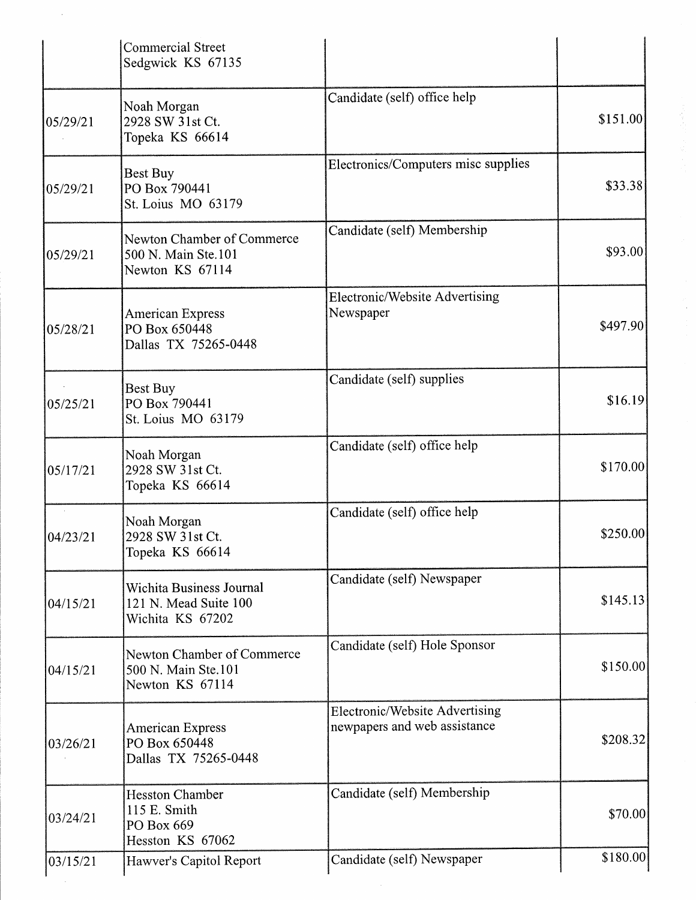| | | | |
|---|---|---|---|
| | Commercial Street<br>Sedgwick KS 67135 | | |
| 05/29/21 | Noah Morgan<br>2928 SW 31st Ct.<br>Topeka KS 66614 | Candidate (self) office help | $151.00 |
| 05/29/21 | Best Buy<br>PO Box 790441<br>St. Loius MO 63179 | Electronics/Computers misc supplies | $33.38 |
| 05/29/21 | Newton Chamber of Commerce<br>500 N. Main Ste.101<br>Newton KS 67114 | Candidate (self) Membership | $93.00 |
| 05/28/21 | American Express<br>PO Box 650448<br>Dallas TX 75265-0448 | Electronic/Website Advertising<br>Newspaper | $497.90 |
| 05/25/21 | Best Buy<br>PO Box 790441<br>St. Loius MO 63179 | Candidate (self) supplies | $16.19 |
| 05/17/21 | Noah Morgan<br>2928 SW 31st Ct.<br>Topeka KS 66614 | Candidate (self) office help | $170.00 |
| 04/23/21 | Noah Morgan<br>2928 SW 31st Ct.<br>Topeka KS 66614 | Candidate (self) office help | $250.00 |
| 04/15/21 | Wichita Business Journal<br>121 N. Mead Suite 100<br>Wichita KS 67202 | Candidate (self) Newspaper | $145.13 |
| 04/15/21 | Newton Chamber of Commerce<br>500 N. Main Ste.101<br>Newton KS 67114 | Candidate (self) Hole Sponsor | $150.00 |
| 03/26/21 | American Express<br>PO Box 650448<br>Dallas TX 75265-0448 | Electronic/Website Advertising<br>newpapers and web assistance | $208.32 |
| 03/24/21 | Hesston Chamber<br>115 E. Smith<br>PO Box 669<br>Hesston KS 67062 | Candidate (self) Membership | $70.00 |
| 03/15/21 | Hawver's Capitol Report | Candidate (self) Newspaper | $180.00 |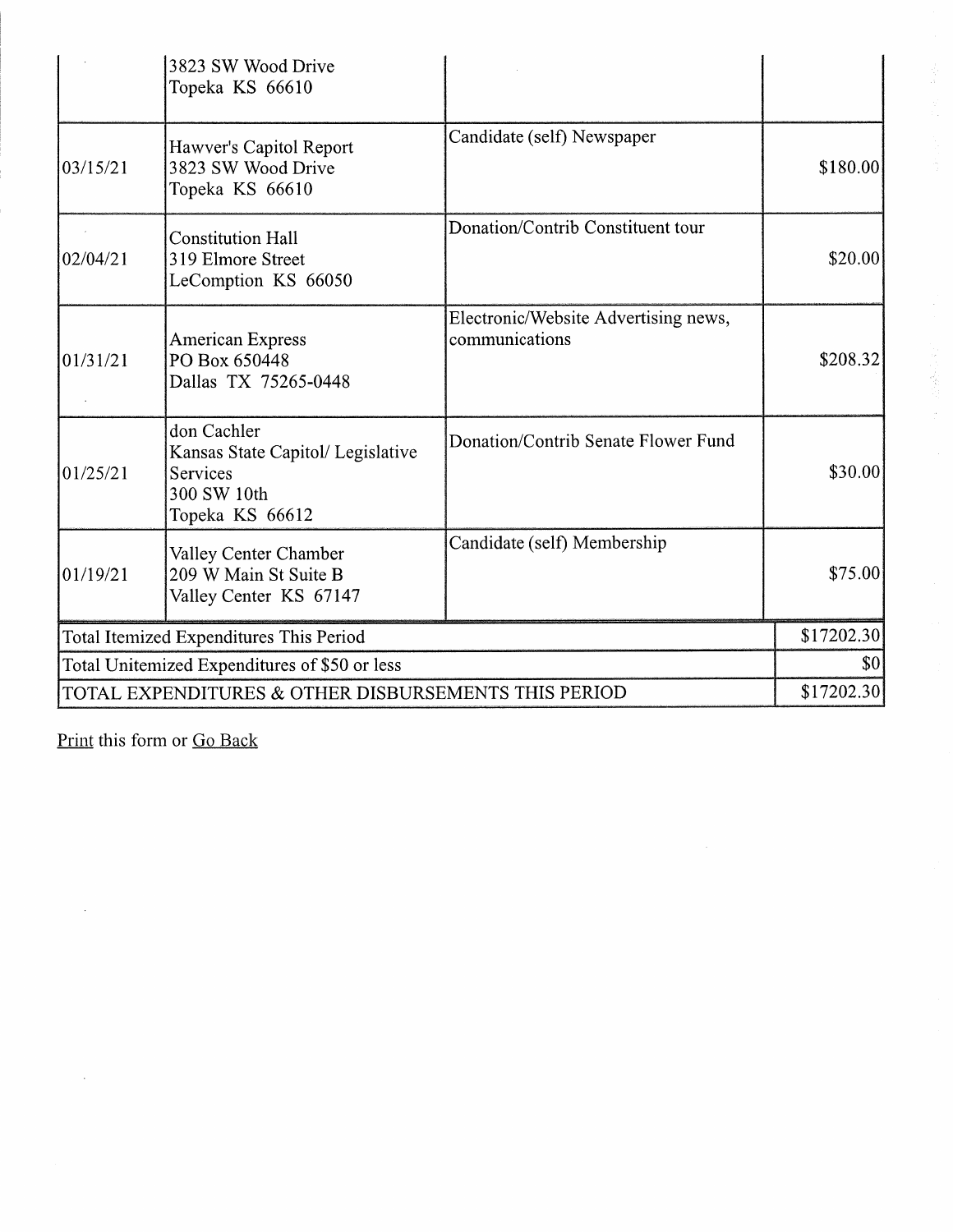| | | | |
|---|---|---|---|
| | 3823 SW Wood Drive<br>Topeka KS 66610 | | |
| 03/15/21 | Hawver's Capitol Report<br>3823 SW Wood Drive<br>Topeka KS 66610 | Candidate (self) Newspaper | $180.00 |
| 02/04/21 | Constitution Hall<br>319 Elmore Street<br>LeCompton KS 66050 | Donation/Contrib Constituent tour | $20.00 |
| 01/31/21 | American Express<br>PO Box 650448<br>Dallas TX 75265-0448 | Electronic/Website Advertising news, communications | $208.32 |
| 01/25/21 | don Cachler<br>Kansas State Capitol/ Legislative Services<br>300 SW 10th<br>Topeka KS 66612 | Donation/Contrib Senate Flower Fund | $30.00 |
| 01/19/21 | Valley Center Chamber<br>209 W Main St Suite B<br>Valley Center KS 67147 | Candidate (self) Membership | $75.00 |
| Total Itemized Expenditures This Period | | | $17202.30 |
| Total Unitemized Expenditures of $50 or less | | | $0 |
| TOTAL EXPENDITURES & OTHER DISBURSEMENTS THIS PERIOD | | | $17202.30 |

Print this form or Go Back